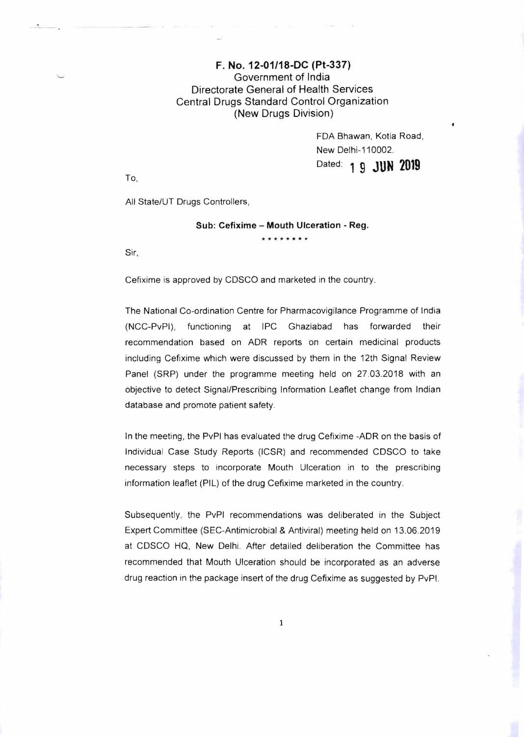**F. No. 12-01/18-DC (Pt-337)**
Government of India
Directorate General of Health Services
Central Drugs Standard Control Organization
(New Drugs Division)

FDA Bhawan, Kotla Road,
New Delhi-110002.
Dated: 19 JUN 2019

To,

All State/UT Drugs Controllers,

**Sub: Cefixime – Mouth Ulceration - Reg.**

********

Sir,

Cefixime is approved by CDSCO and marketed in the country.

The National Co-ordination Centre for Pharmacovigilance Programme of India (NCC-PvPI), functioning at IPC Ghaziabad has forwarded their recommendation based on ADR reports on certain medicinal products including Cefixime which were discussed by them in the 12th Signal Review Panel (SRP) under the programme meeting held on 27.03.2018 with an objective to detect Signal/Prescribing Information Leaflet change from Indian database and promote patient safety.

In the meeting, the PvPI has evaluated the drug Cefixime -ADR on the basis of Individual Case Study Reports (ICSR) and recommended CDSCO to take necessary steps to incorporate Mouth Ulceration in to the prescribing information leaflet (PIL) of the drug Cefixime marketed in the country.

Subsequently, the PvPI recommendations was deliberated in the Subject Expert Committee (SEC-Antimicrobial & Antiviral) meeting held on 13.06.2019 at CDSCO HQ, New Delhi. After detailed deliberation the Committee has recommended that Mouth Ulceration should be incorporated as an adverse drug reaction in the package insert of the drug Cefixime as suggested by PvPI.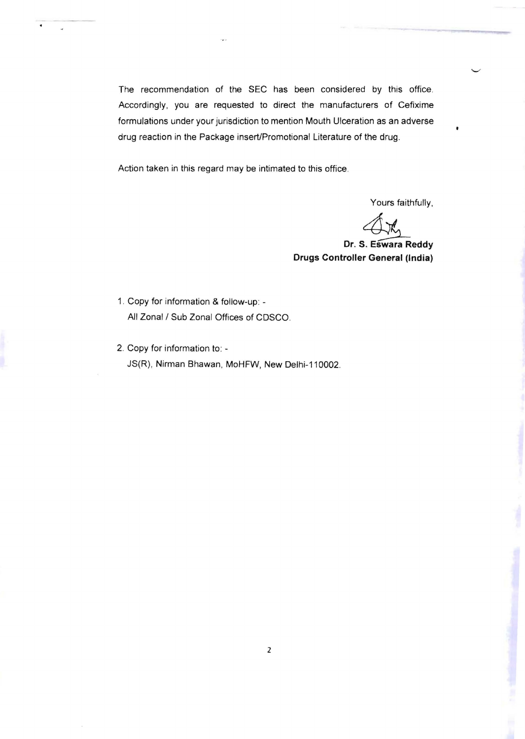The recommendation of the SEC has been considered by this office. Accordingly, you are requested to direct the manufacturers of Cefixime formulations under your jurisdiction to mention Mouth Ulceration as an adverse drug reaction in the Package insert/Promotional Literature of the drug.

Action taken in this regard may be intimated to this office.

Yours faithfully,

**Dr. S. Eswara Reddy**
**Drugs Controller General (India)**

1. Copy for information & follow-up: -
   All Zonal / Sub Zonal Offices of CDSCO.

2. Copy for information to: -
   JS(R), Nirman Bhawan, MoHFW, New Delhi-110002.